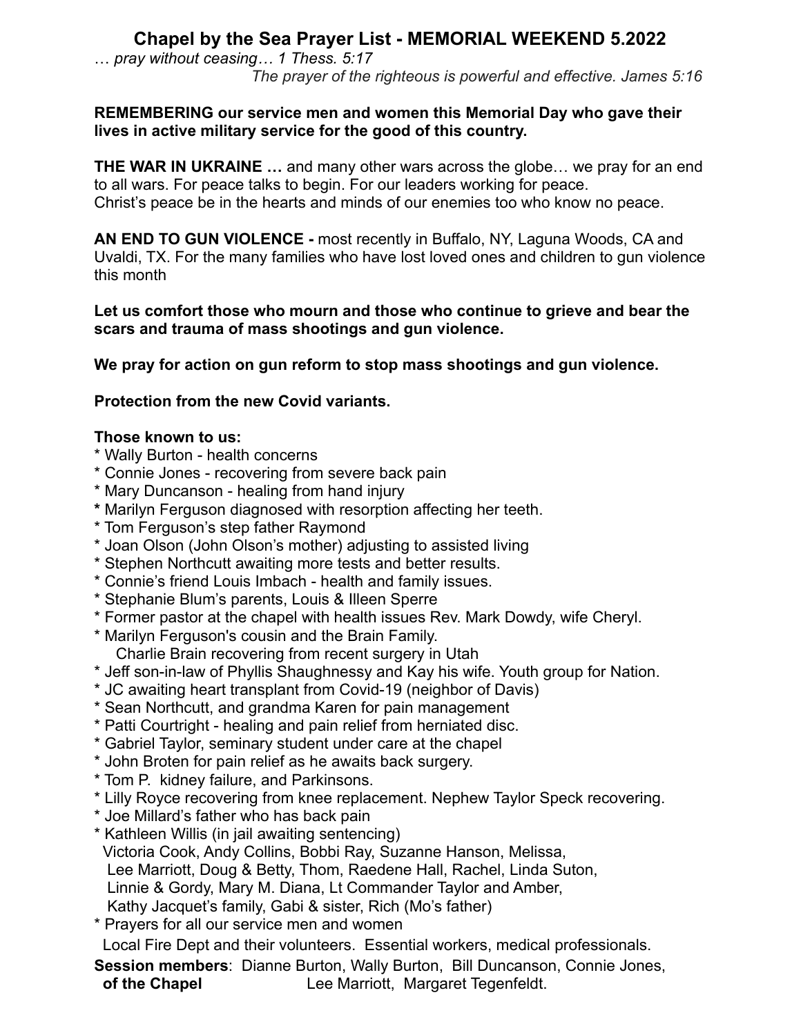# Chapel by the Sea Prayer List - MEMORIAL WEEKEND 5.2022

*… pray without ceasing… 1 Thess. 5:17*

*The prayer of the righteous is powerful and effective. James 5:16*

**REMEMBERING our service men and women this Memorial Day who gave their lives in active military service for the good of this country.**

**THE WAR IN UKRAINE …** and many other wars across the globe… we pray for an end to all wars. For peace talks to begin. For our leaders working for peace.
Christ's peace be in the hearts and minds of our enemies too who know no peace.

**AN END TO GUN VIOLENCE -** most recently in Buffalo, NY, Laguna Woods, CA and Uvaldi, TX. For the many families who have lost loved ones and children to gun violence this month

**Let us comfort those who mourn and those who continue to grieve and bear the scars and trauma of mass shootings and gun violence.**

**We pray for action on gun reform to stop mass shootings and gun violence.**

**Protection from the new Covid variants.**

**Those known to us:**

* Wally Burton - health concerns
* Connie Jones - recovering from severe back pain
* Mary Duncanson - healing from hand injury
* Marilyn Ferguson diagnosed with resorption affecting her teeth.
* Tom Ferguson's step father Raymond
* Joan Olson (John Olson's mother) adjusting to assisted living
* Stephen Northcutt awaiting more tests and better results.
* Connie's friend Louis Imbach - health and family issues.
* Stephanie Blum's parents, Louis & Illeen Sperre
* Former pastor at the chapel with health issues Rev. Mark Dowdy, wife Cheryl.
* Marilyn Ferguson's cousin and the Brain Family.
  Charlie Brain recovering from recent surgery in Utah
* Jeff son-in-law of Phyllis Shaughnessy and Kay his wife. Youth group for Nation.
* JC awaiting heart transplant from Covid-19 (neighbor of Davis)
* Sean Northcutt, and grandma Karen for pain management
* Patti Courtright - healing and pain relief from herniated disc.
* Gabriel Taylor, seminary student under care at the chapel
* John Broten for pain relief as he awaits back surgery.
* Tom P. kidney failure, and Parkinsons.
* Lilly Royce recovering from knee replacement. Nephew Taylor Speck recovering.
* Joe Millard's father who has back pain
* Kathleen Willis (in jail awaiting sentencing)
  Victoria Cook, Andy Collins, Bobbi Ray, Suzanne Hanson, Melissa,
  Lee Marriott, Doug & Betty, Thom, Raedene Hall, Rachel, Linda Suton,
  Linnie & Gordy, Mary M. Diana, Lt Commander Taylor and Amber,
  Kathy Jacquet's family, Gabi & sister, Rich (Mo's father)
* Prayers for all our service men and women
  Local Fire Dept and their volunteers. Essential workers, medical professionals.

**Session members of the Chapel**: Dianne Burton, Wally Burton, Bill Duncanson, Connie Jones, Lee Marriott, Margaret Tegenfeldt.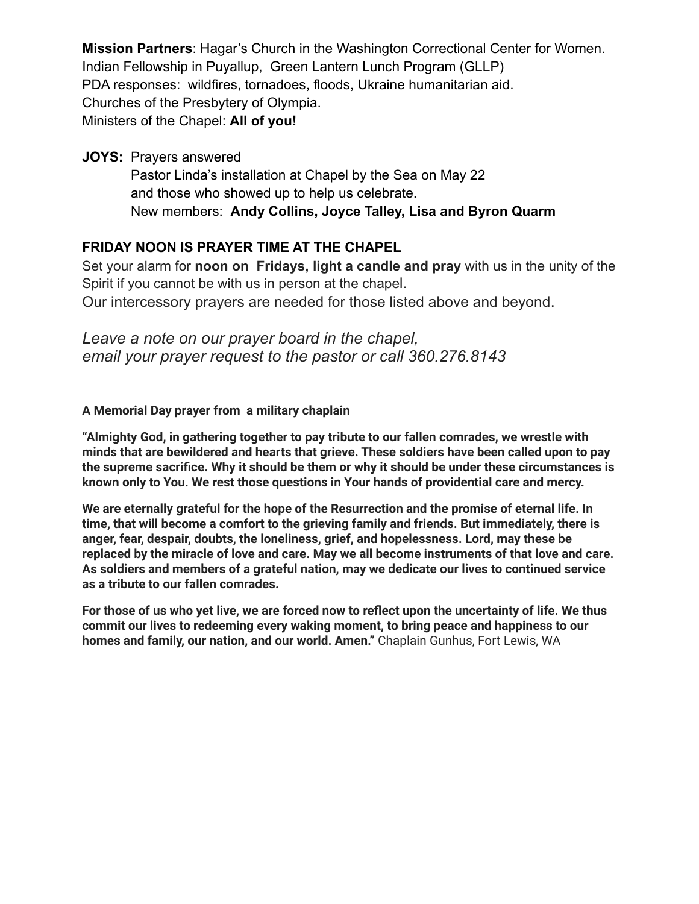**Mission Partners**: Hagar's Church in the Washington Correctional Center for Women.
Indian Fellowship in Puyallup, Green Lantern Lunch Program (GLLP)
PDA responses: wildfires, tornadoes, floods, Ukraine humanitarian aid.
Churches of the Presbytery of Olympia.
Ministers of the Chapel: **All of you!**

**JOYS:** Prayers answered
Pastor Linda's installation at Chapel by the Sea on May 22
and those who showed up to help us celebrate.
New members: **Andy Collins, Joyce Talley, Lisa and Byron Quarm**

**FRIDAY NOON IS PRAYER TIME AT THE CHAPEL**

Set your alarm for **noon on Fridays, light a candle and pray** with us in the unity of the Spirit if you cannot be with us in person at the chapel.
Our intercessory prayers are needed for those listed above and beyond.

*Leave a note on our prayer board in the chapel,*
*email your prayer request to the pastor or call 360.276.8143*

**A Memorial Day prayer from a military chaplain**

**"Almighty God, in gathering together to pay tribute to our fallen comrades, we wrestle with minds that are bewildered and hearts that grieve. These soldiers have been called upon to pay the supreme sacrifice. Why it should be them or why it should be under these circumstances is known only to You. We rest those questions in Your hands of providential care and mercy.**

**We are eternally grateful for the hope of the Resurrection and the promise of eternal life. In time, that will become a comfort to the grieving family and friends. But immediately, there is anger, fear, despair, doubts, the loneliness, grief, and hopelessness. Lord, may these be replaced by the miracle of love and care. May we all become instruments of that love and care. As soldiers and members of a grateful nation, may we dedicate our lives to continued service as a tribute to our fallen comrades.**

**For those of us who yet live, we are forced now to reflect upon the uncertainty of life. We thus commit our lives to redeeming every waking moment, to bring peace and happiness to our homes and family, our nation, and our world. Amen."** Chaplain Gunhus, Fort Lewis, WA